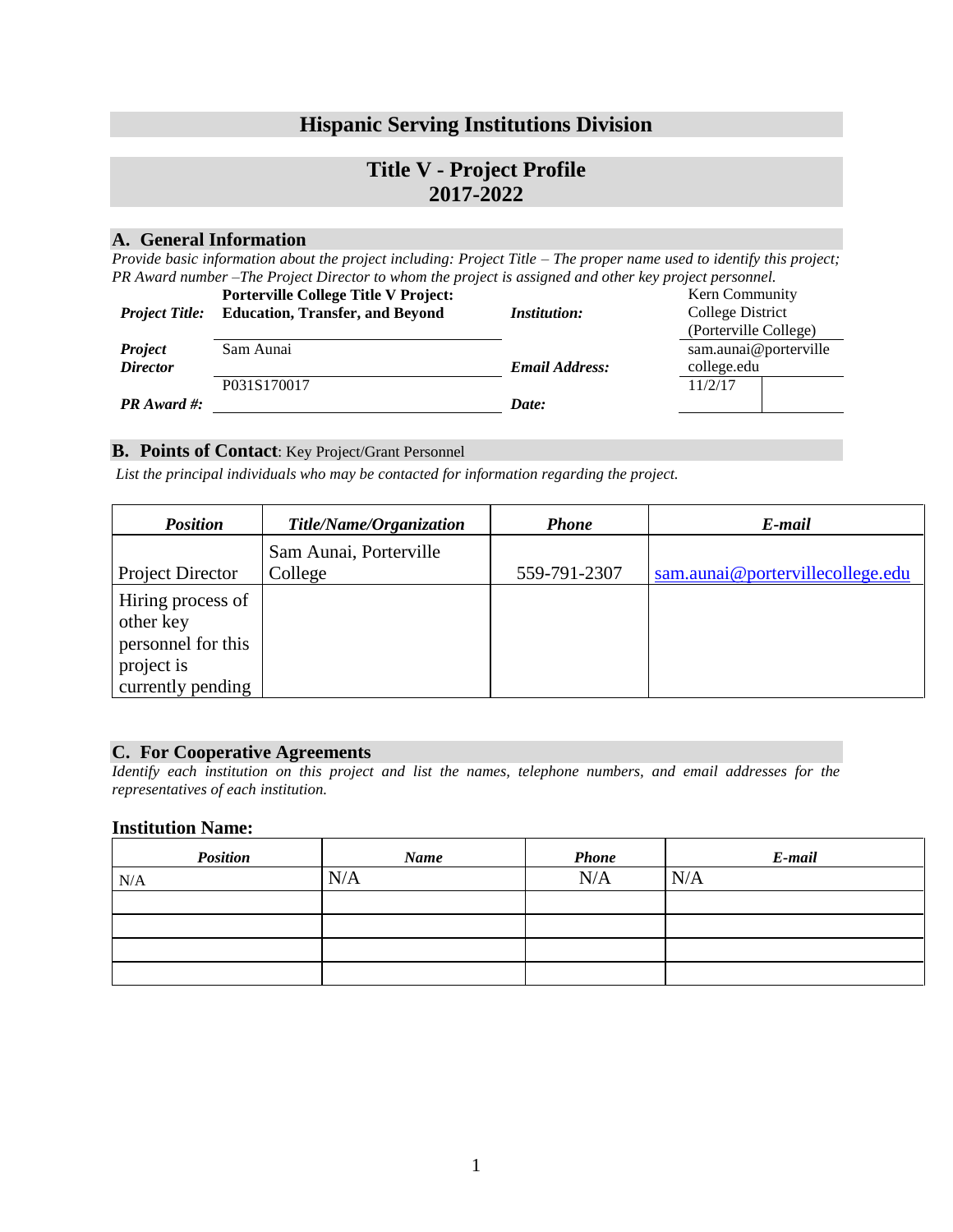# Hispanic Serving Institutions Division

# Title V - Project Profile
# 2017-2022

## A. General Information

*Provide basic information about the project including: Project Title – The proper name used to identify this project; PR Award number –The Project Director to whom the project is assigned and other key project personnel.*

| | | | |
|---|---|---|---|
| ***Project Title:*** | **Porterville College Title V Project: Education, Transfer, and Beyond** | ***Institution:*** | Kern Community College District (Porterville College) |
| ***Project Director*** | Sam Aunai | ***Email Address:*** | sam.aunai@portervillecollege.edu |
| ***PR Award #:*** | P031S170017 | ***Date:*** | 11/2/17 |

## B. Points of Contact: Key Project/Grant Personnel

*List the principal individuals who may be contacted for information regarding the project.*

| *Position* | *Title/Name/Organization* | *Phone* | *E-mail* |
|---|---|---|---|
| Project Director | Sam Aunai, Porterville College | 559-791-2307 | sam.aunai@portervillecollege.edu |
| Hiring process of other key personnel for this project is currently pending | | | |

## C. For Cooperative Agreements

*Identify each institution on this project and list the names, telephone numbers, and email addresses for the representatives of each institution.*

### Institution Name:

| *Position* | *Name* | *Phone* | *E-mail* |
|---|---|---|---|
| N/A | N/A | N/A | N/A |
| | | | |
| | | | |
| | | | |
| | | | |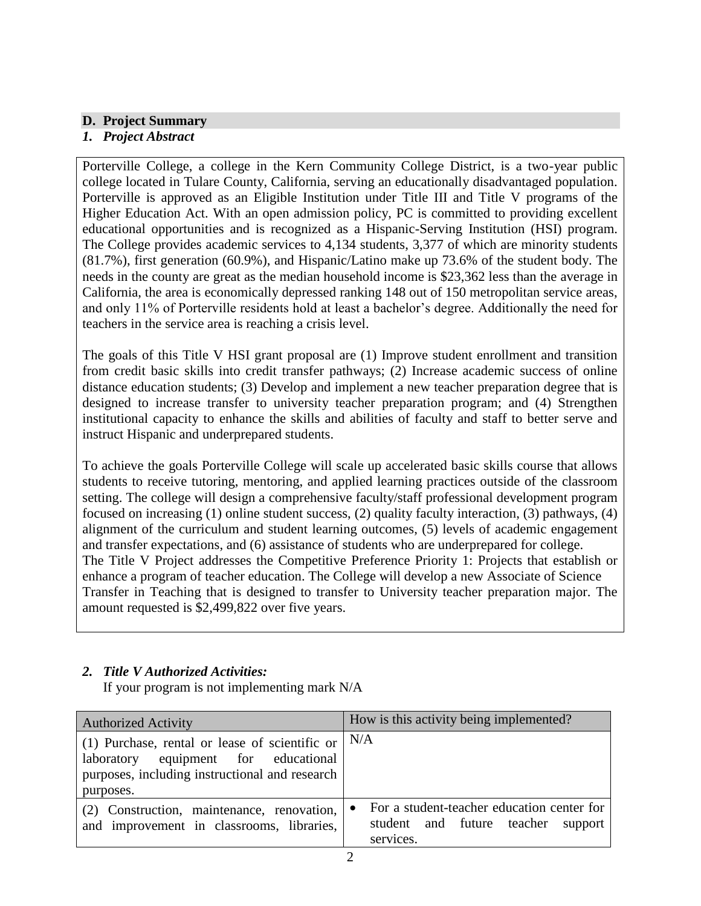## D. Project Summary

### *1. Project Abstract*

Porterville College, a college in the Kern Community College District, is a two-year public college located in Tulare County, California, serving an educationally disadvantaged population. Porterville is approved as an Eligible Institution under Title III and Title V programs of the Higher Education Act. With an open admission policy, PC is committed to providing excellent educational opportunities and is recognized as a Hispanic-Serving Institution (HSI) program. The College provides academic services to 4,134 students, 3,377 of which are minority students (81.7%), first generation (60.9%), and Hispanic/Latino make up 73.6% of the student body. The needs in the county are great as the median household income is $23,362 less than the average in California, the area is economically depressed ranking 148 out of 150 metropolitan service areas, and only 11% of Porterville residents hold at least a bachelor's degree. Additionally the need for teachers in the service area is reaching a crisis level.

The goals of this Title V HSI grant proposal are (1) Improve student enrollment and transition from credit basic skills into credit transfer pathways; (2) Increase academic success of online distance education students; (3) Develop and implement a new teacher preparation degree that is designed to increase transfer to university teacher preparation program; and (4) Strengthen institutional capacity to enhance the skills and abilities of faculty and staff to better serve and instruct Hispanic and underprepared students.

To achieve the goals Porterville College will scale up accelerated basic skills course that allows students to receive tutoring, mentoring, and applied learning practices outside of the classroom setting. The college will design a comprehensive faculty/staff professional development program focused on increasing (1) online student success, (2) quality faculty interaction, (3) pathways, (4) alignment of the curriculum and student learning outcomes, (5) levels of academic engagement and transfer expectations, and (6) assistance of students who are underprepared for college.
The Title V Project addresses the Competitive Preference Priority 1: Projects that establish or enhance a program of teacher education. The College will develop a new Associate of Science Transfer in Teaching that is designed to transfer to University teacher preparation major. The amount requested is $2,499,822 over five years.

### *2. Title V Authorized Activities:*

If your program is not implementing mark N/A

| Authorized Activity | How is this activity being implemented? |
|---|---|
| (1) Purchase, rental or lease of scientific or laboratory equipment for educational purposes, including instructional and research purposes. | N/A |
| (2) Construction, maintenance, renovation, and improvement in classrooms, libraries, | • For a student-teacher education center for student and future teacher support services. |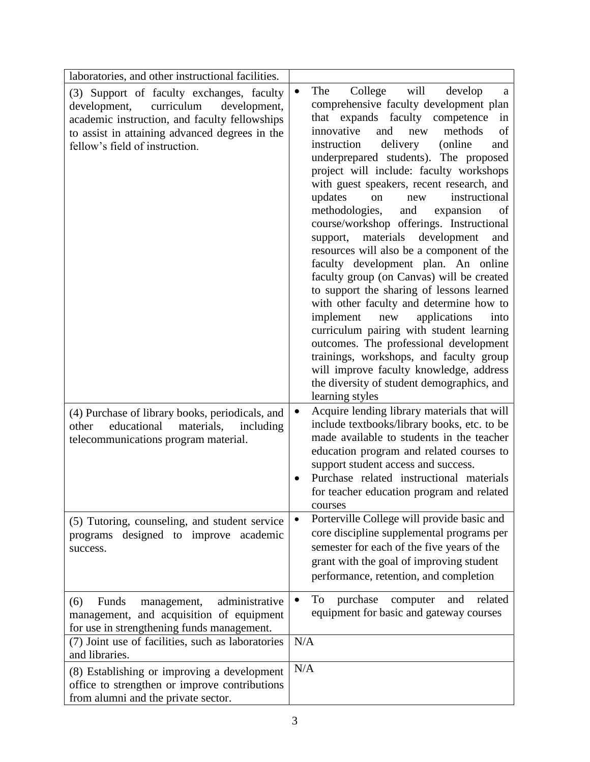| | |
|---|---|
| laboratories, and other instructional facilities. | |
| (3) Support of faculty exchanges, faculty development, curriculum development, academic instruction, and faculty fellowships to assist in attaining advanced degrees in the fellow's field of instruction. | • The College will develop a comprehensive faculty development plan that expands faculty competence in innovative and new methods of instruction delivery (online and underprepared students). The proposed project will include: faculty workshops with guest speakers, recent research, and updates on new instructional methodologies, and expansion of course/workshop offerings. Instructional support, materials development and resources will also be a component of the faculty development plan. An online faculty group (on Canvas) will be created to support the sharing of lessons learned with other faculty and determine how to implement new applications into curriculum pairing with student learning outcomes. The professional development trainings, workshops, and faculty group will improve faculty knowledge, address the diversity of student demographics, and learning styles |
| (4) Purchase of library books, periodicals, and other educational materials, including telecommunications program material. | • Acquire lending library materials that will include textbooks/library books, etc. to be made available to students in the teacher education program and related courses to support student access and success.<br>• Purchase related instructional materials for teacher education program and related courses |
| (5) Tutoring, counseling, and student service programs designed to improve academic success. | • Porterville College will provide basic and core discipline supplemental programs per semester for each of the five years of the grant with the goal of improving student performance, retention, and completion |
| (6) Funds management, administrative management, and acquisition of equipment for use in strengthening funds management. | • To purchase computer and related equipment for basic and gateway courses |
| (7) Joint use of facilities, such as laboratories and libraries. | N/A |
| (8) Establishing or improving a development office to strengthen or improve contributions from alumni and the private sector. | N/A |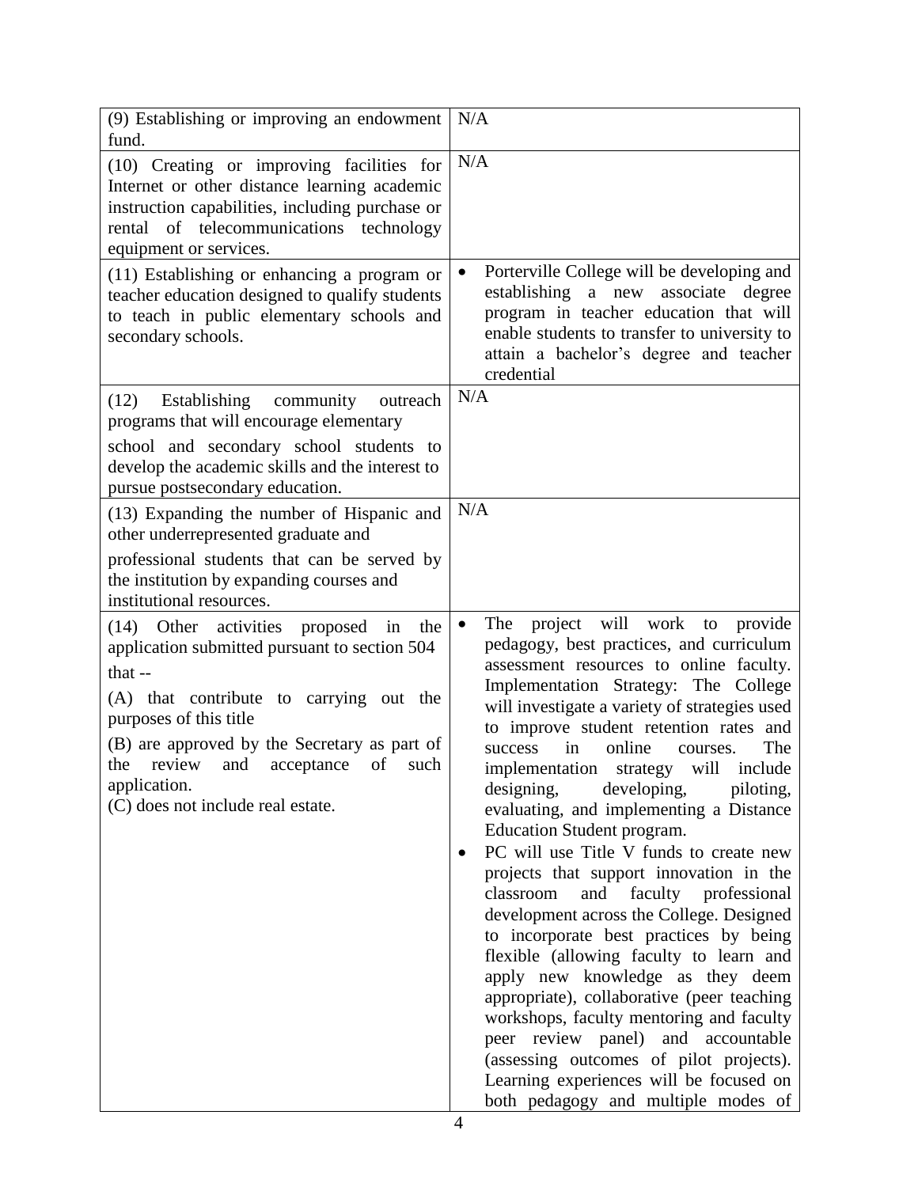| | |
|---|---|
| (9) Establishing or improving an endowment fund. | N/A |
| (10) Creating or improving facilities for Internet or other distance learning academic instruction capabilities, including purchase or rental of telecommunications technology equipment or services. | N/A |
| (11) Establishing or enhancing a program or teacher education designed to qualify students to teach in public elementary schools and secondary schools. | • Porterville College will be developing and establishing a new associate degree program in teacher education that will enable students to transfer to university to attain a bachelor's degree and teacher credential |
| (12) Establishing community outreach programs that will encourage elementary school and secondary school students to develop the academic skills and the interest to pursue postsecondary education. | N/A |
| (13) Expanding the number of Hispanic and other underrepresented graduate and professional students that can be served by the institution by expanding courses and institutional resources. | N/A |
| (14) Other activities proposed in the application submitted pursuant to section 504 that --<br>(A) that contribute to carrying out the purposes of this title<br>(B) are approved by the Secretary as part of the review and acceptance of such application.<br>(C) does not include real estate. | • The project will work to provide pedagogy, best practices, and curriculum assessment resources to online faculty. Implementation Strategy: The College will investigate a variety of strategies used to improve student retention rates and success in online courses. The implementation strategy will include designing, developing, piloting, evaluating, and implementing a Distance Education Student program.<br>• PC will use Title V funds to create new projects that support innovation in the classroom and faculty professional development across the College. Designed to incorporate best practices by being flexible (allowing faculty to learn and apply new knowledge as they deem appropriate), collaborative (peer teaching workshops, faculty mentoring and faculty peer review panel) and accountable (assessing outcomes of pilot projects). Learning experiences will be focused on both pedagogy and multiple modes of |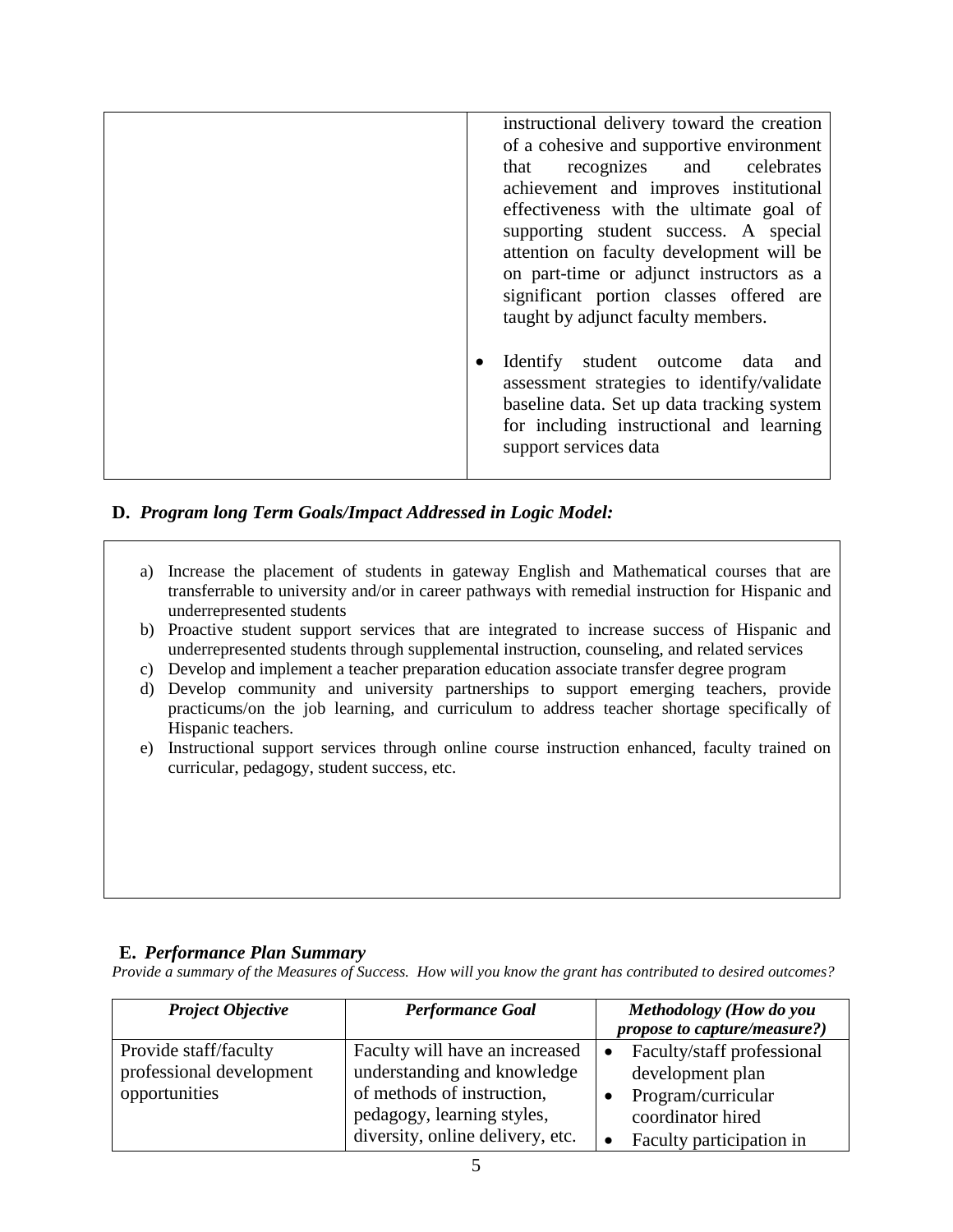| | |
|---|---|
| | instructional delivery toward the creation of a cohesive and supportive environment that recognizes and celebrates achievement and improves institutional effectiveness with the ultimate goal of supporting student success. A special attention on faculty development will be on part-time or adjunct instructors as a significant portion classes offered are taught by adjunct faculty members.<br><br>• Identify student outcome data and assessment strategies to identify/validate baseline data. Set up data tracking system for including instructional and learning support services data |

**D.** ***Program long Term Goals/Impact Addressed in Logic Model:***

a) Increase the placement of students in gateway English and Mathematical courses that are transferrable to university and/or in career pathways with remedial instruction for Hispanic and underrepresented students
b) Proactive student support services that are integrated to increase success of Hispanic and underrepresented students through supplemental instruction, counseling, and related services
c) Develop and implement a teacher preparation education associate transfer degree program
d) Develop community and university partnerships to support emerging teachers, provide practicums/on the job learning, and curriculum to address teacher shortage specifically of Hispanic teachers.
e) Instructional support services through online course instruction enhanced, faculty trained on curricular, pedagogy, student success, etc.

**E.** ***Performance Plan Summary***

*Provide a summary of the Measures of Success. How will you know the grant has contributed to desired outcomes?*

| *Project Objective* | *Performance Goal* | *Methodology (How do you propose to capture/measure?)* |
|---|---|---|
| Provide staff/faculty professional development opportunities | Faculty will have an increased understanding and knowledge of methods of instruction, pedagogy, learning styles, diversity, online delivery, etc. | • Faculty/staff professional development plan<br>• Program/curricular coordinator hired<br>• Faculty participation in |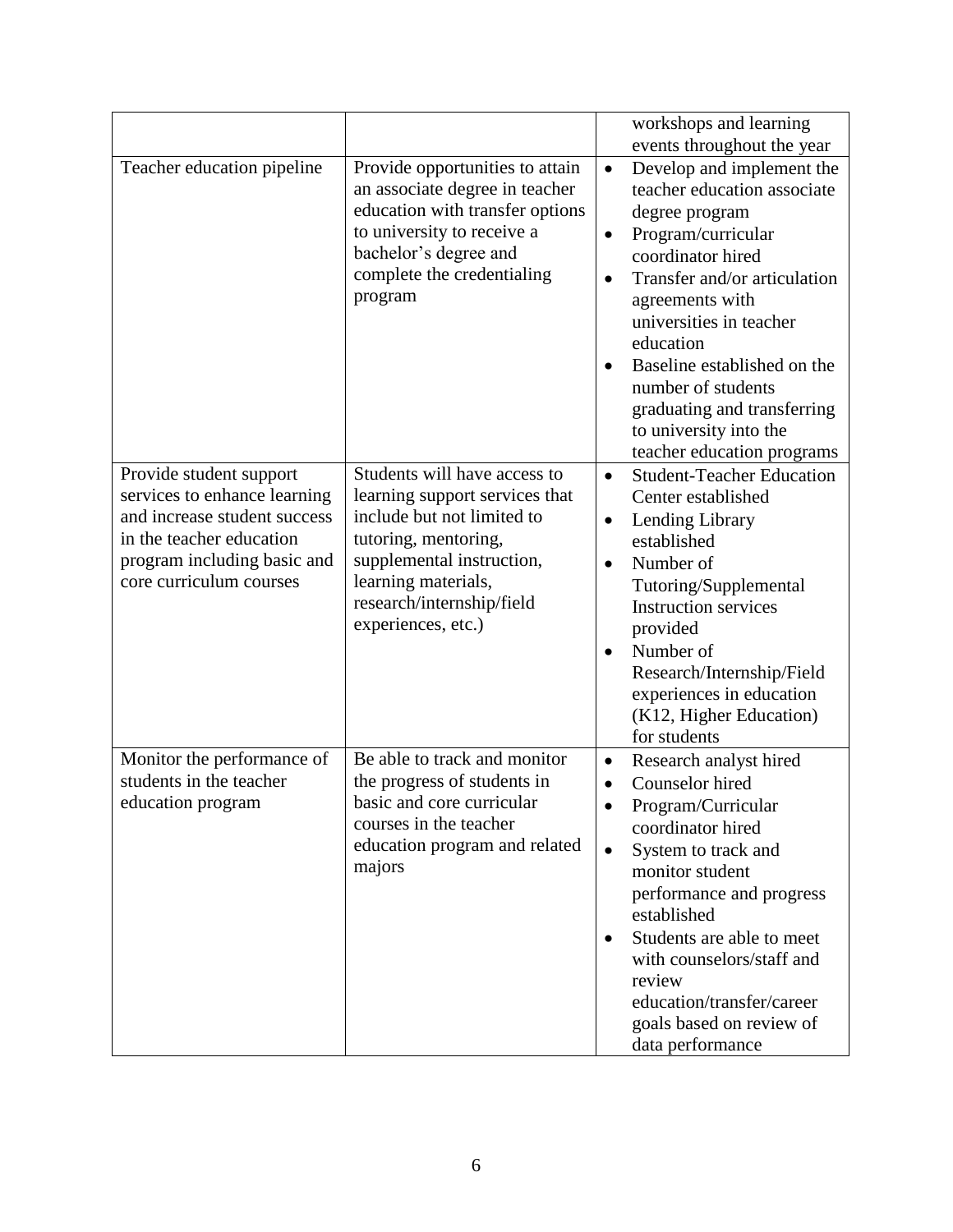| | | |
|---|---|---|
| | | workshops and learning events throughout the year |
| Teacher education pipeline | Provide opportunities to attain an associate degree in teacher education with transfer options to university to receive a bachelor's degree and complete the credentialing program | • Develop and implement the teacher education associate degree program<br>• Program/curricular coordinator hired<br>• Transfer and/or articulation agreements with universities in teacher education<br>• Baseline established on the number of students graduating and transferring to university into the teacher education programs |
| Provide student support services to enhance learning and increase student success in the teacher education program including basic and core curriculum courses | Students will have access to learning support services that include but not limited to tutoring, mentoring, supplemental instruction, learning materials, research/internship/field experiences, etc.) | • Student-Teacher Education Center established<br>• Lending Library established<br>• Number of Tutoring/Supplemental Instruction services provided<br>• Number of Research/Internship/Field experiences in education (K12, Higher Education) for students |
| Monitor the performance of students in the teacher education program | Be able to track and monitor the progress of students in basic and core curricular courses in the teacher education program and related majors | • Research analyst hired<br>• Counselor hired<br>• Program/Curricular coordinator hired<br>• System to track and monitor student performance and progress established<br>• Students are able to meet with counselors/staff and review education/transfer/career goals based on review of data performance |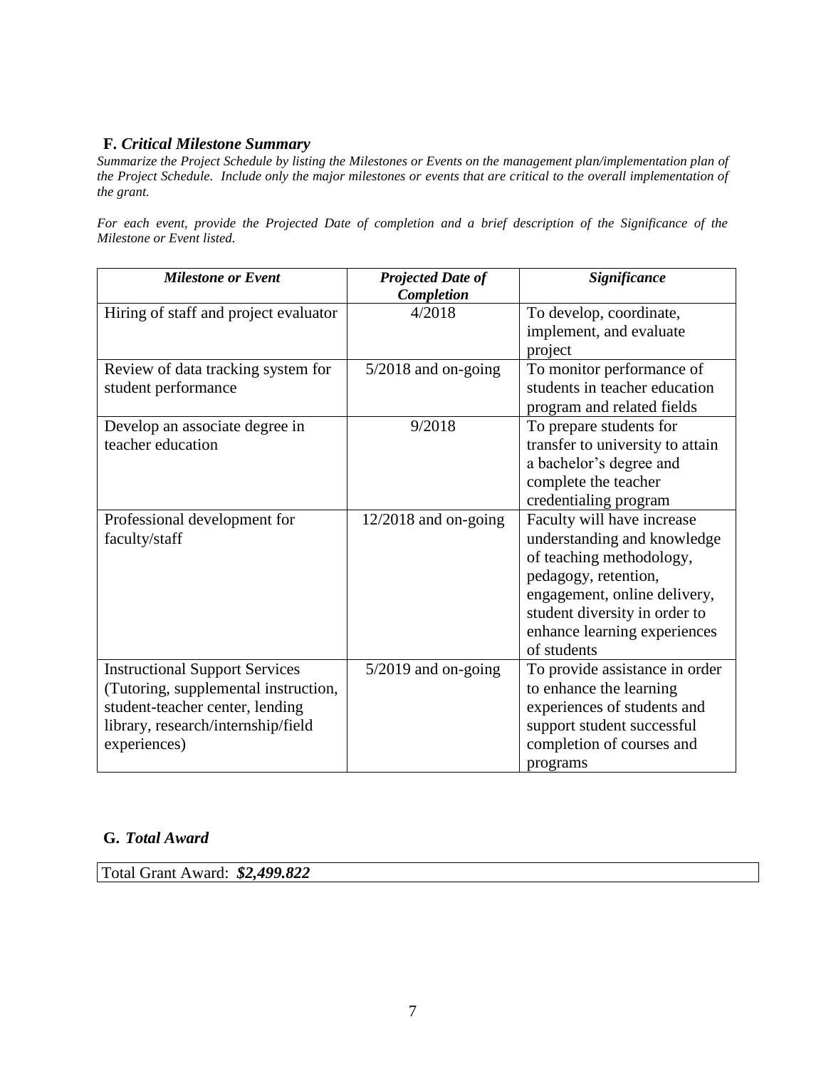## **F.** *Critical Milestone Summary*

*Summarize the Project Schedule by listing the Milestones or Events on the management plan/implementation plan of the Project Schedule. Include only the major milestones or events that are critical to the overall implementation of the grant.*

*For each event, provide the Projected Date of completion and a brief description of the Significance of the Milestone or Event listed.*

| ***Milestone or Event*** | ***Projected Date of Completion*** | ***Significance*** |
|---|---|---|
| Hiring of staff and project evaluator | 4/2018 | To develop, coordinate, implement, and evaluate project |
| Review of data tracking system for student performance | 5/2018 and on-going | To monitor performance of students in teacher education program and related fields |
| Develop an associate degree in teacher education | 9/2018 | To prepare students for transfer to university to attain a bachelor's degree and complete the teacher credentialing program |
| Professional development for faculty/staff | 12/2018 and on-going | Faculty will have increase understanding and knowledge of teaching methodology, pedagogy, retention, engagement, online delivery, student diversity in order to enhance learning experiences of students |
| Instructional Support Services (Tutoring, supplemental instruction, student-teacher center, lending library, research/internship/field experiences) | 5/2019 and on-going | To provide assistance in order to enhance the learning experiences of students and support student successful completion of courses and programs |

## **G.** *Total Award*

Total Grant Award: ***$2,499.822***